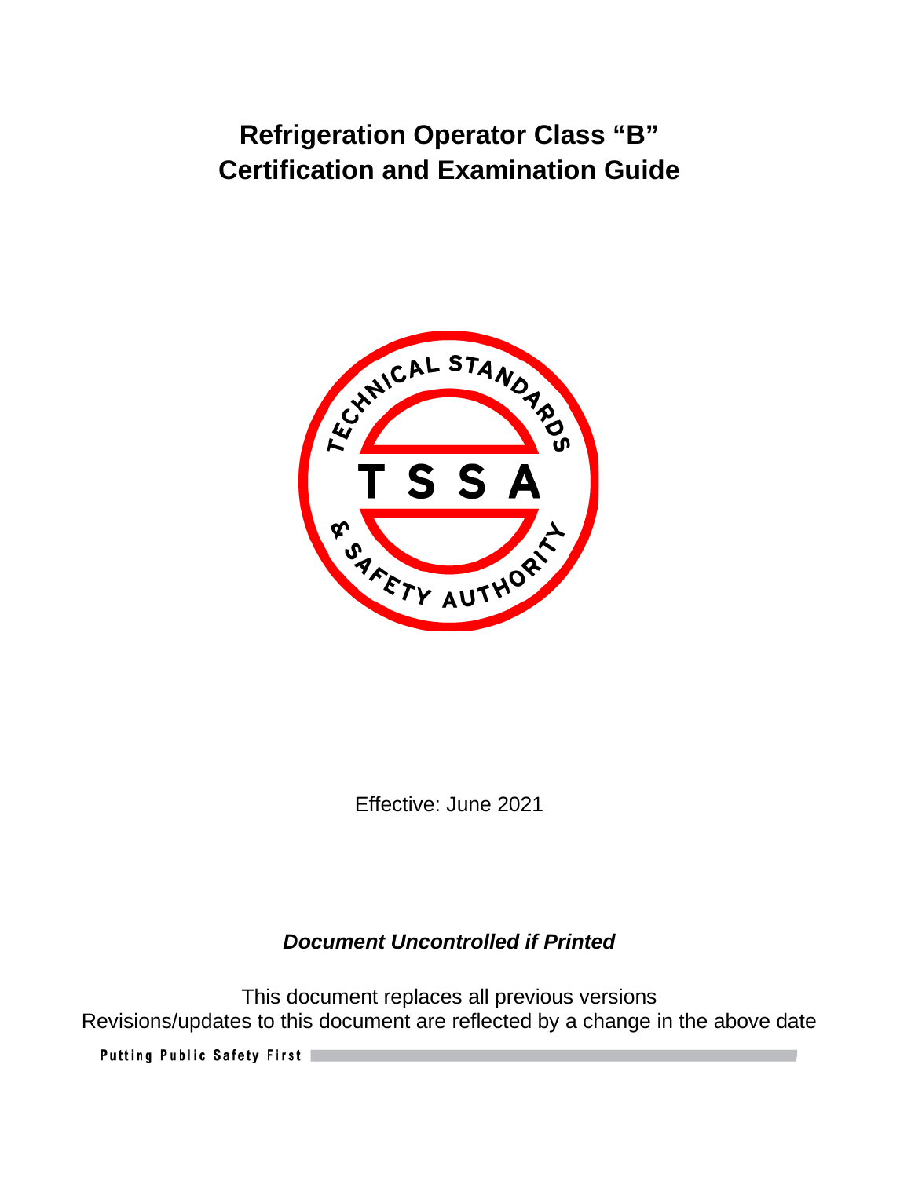# Refrigeration Operator Class "B" Certification and Examination Guide

Effective: June 2021

***Document Uncontrolled if Printed***

This document replaces all previous versions
Revisions/updates to this document are reflected by a change in the above date

Putting Public Safety First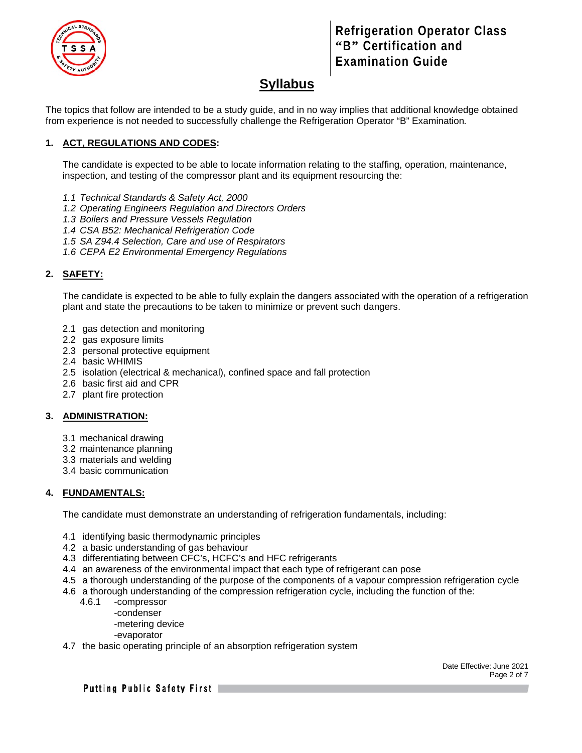# Syllabus

The topics that follow are intended to be a study guide, and in no way implies that additional knowledge obtained from experience is not needed to successfully challenge the Refrigeration Operator "B" Examination.

## 1. ACT, REGULATIONS AND CODES:

The candidate is expected to be able to locate information relating to the staffing, operation, maintenance, inspection, and testing of the compressor plant and its equipment resourcing the:

*1.1 Technical Standards & Safety Act, 2000*
*1.2 Operating Engineers Regulation and Directors Orders*
*1.3 Boilers and Pressure Vessels Regulation*
*1.4 CSA B52: Mechanical Refrigeration Code*
*1.5 SA Z94.4 Selection, Care and use of Respirators*
*1.6 CEPA E2 Environmental Emergency Regulations*

## 2. SAFETY:

The candidate is expected to be able to fully explain the dangers associated with the operation of a refrigeration plant and state the precautions to be taken to minimize or prevent such dangers.

2.1 gas detection and monitoring
2.2 gas exposure limits
2.3 personal protective equipment
2.4 basic WHIMIS
2.5 isolation (electrical & mechanical), confined space and fall protection
2.6 basic first aid and CPR
2.7 plant fire protection

## 3. ADMINISTRATION:

3.1 mechanical drawing
3.2 maintenance planning
3.3 materials and welding
3.4 basic communication

## 4. FUNDAMENTALS:

The candidate must demonstrate an understanding of refrigeration fundamentals, including:

4.1 identifying basic thermodynamic principles
4.2 a basic understanding of gas behaviour
4.3 differentiating between CFC's, HCFC's and HFC refrigerants
4.4 an awareness of the environmental impact that each type of refrigerant can pose
4.5 a thorough understanding of the purpose of the components of a vapour compression refrigeration cycle
4.6 a thorough understanding of the compression refrigeration cycle, including the function of the:
- 4.6.1 -compressor
  - -condenser
  - -metering device
  - -evaporator

4.7 the basic operating principle of an absorption refrigeration system

Date Effective: June 2021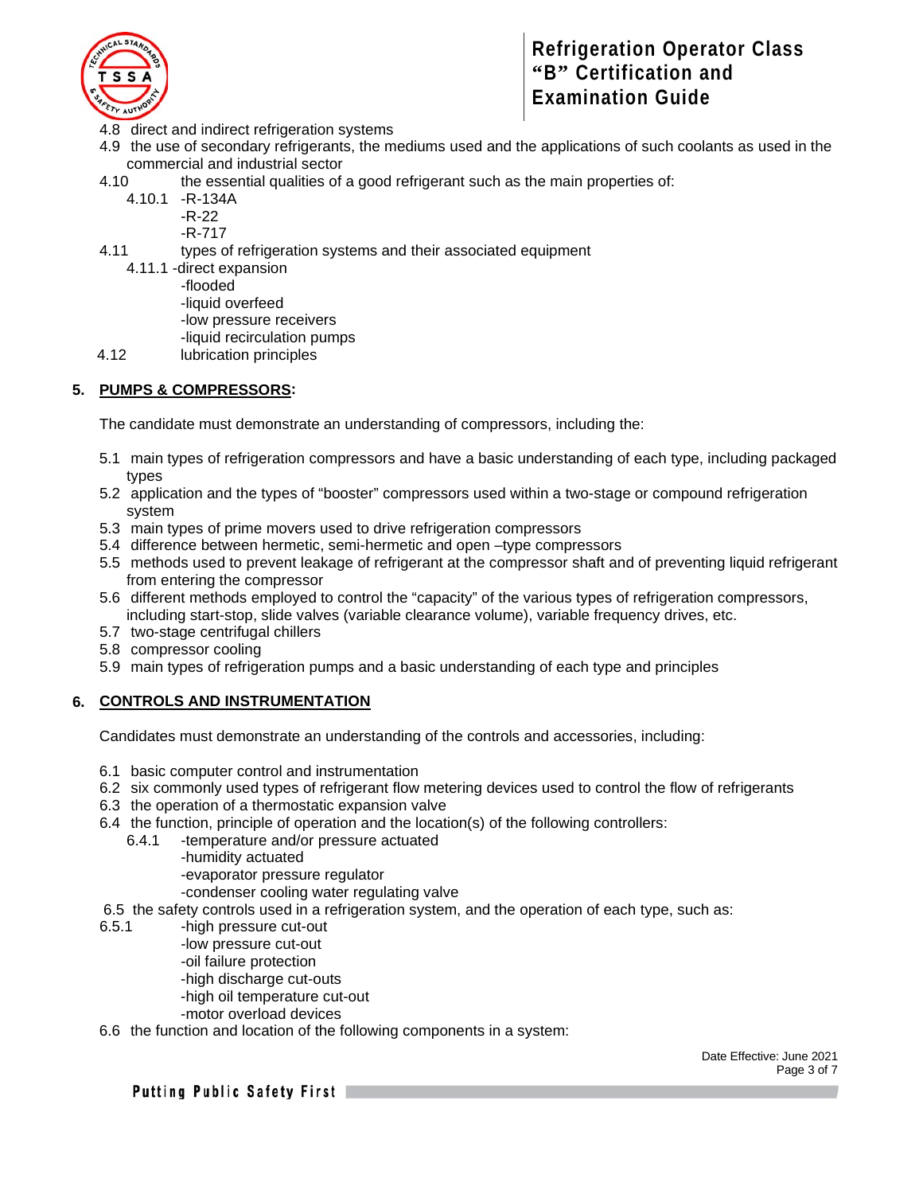4.8 direct and indirect refrigeration systems
4.9 the use of secondary refrigerants, the mediums used and the applications of such coolants as used in the commercial and industrial sector
4.10 the essential qualities of a good refrigerant such as the main properties of:
- 4.10.1 -R-134A
  - -R-22
  - -R-717

4.11 types of refrigeration systems and their associated equipment
- 4.11.1 -direct expansion
  - -flooded
  - -liquid overfeed
  - -low pressure receivers
  - -liquid recirculation pumps

4.12 lubrication principles

## 5. PUMPS & COMPRESSORS:

The candidate must demonstrate an understanding of compressors, including the:

5.1 main types of refrigeration compressors and have a basic understanding of each type, including packaged types
5.2 application and the types of "booster" compressors used within a two-stage or compound refrigeration system
5.3 main types of prime movers used to drive refrigeration compressors
5.4 difference between hermetic, semi-hermetic and open –type compressors
5.5 methods used to prevent leakage of refrigerant at the compressor shaft and of preventing liquid refrigerant from entering the compressor
5.6 different methods employed to control the "capacity" of the various types of refrigeration compressors, including start-stop, slide valves (variable clearance volume), variable frequency drives, etc.
5.7 two-stage centrifugal chillers
5.8 compressor cooling
5.9 main types of refrigeration pumps and a basic understanding of each type and principles

## 6. CONTROLS AND INSTRUMENTATION

Candidates must demonstrate an understanding of the controls and accessories, including:

6.1 basic computer control and instrumentation
6.2 six commonly used types of refrigerant flow metering devices used to control the flow of refrigerants
6.3 the operation of a thermostatic expansion valve
6.4 the function, principle of operation and the location(s) of the following controllers:
- 6.4.1 -temperature and/or pressure actuated
  - -humidity actuated
  - -evaporator pressure regulator
  - -condenser cooling water regulating valve

6.5 the safety controls used in a refrigeration system, and the operation of each type, such as:
- 6.5.1 -high pressure cut-out
  - -low pressure cut-out
  - -oil failure protection
  - -high discharge cut-outs
  - -high oil temperature cut-out
  - -motor overload devices

6.6 the function and location of the following components in a system: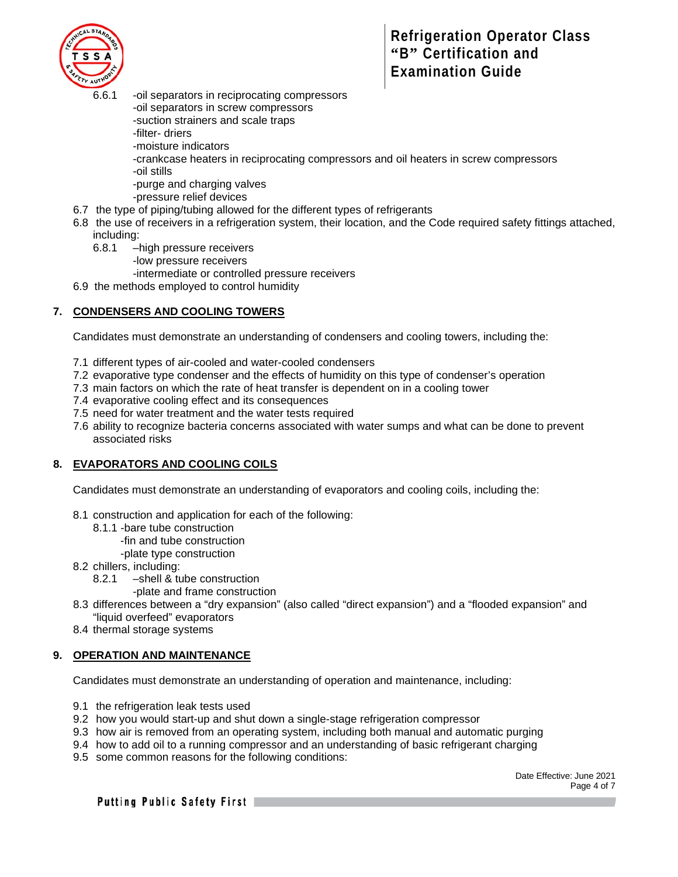6.6.1 -oil separators in reciprocating compressors
-oil separators in screw compressors
-suction strainers and scale traps
-filter- driers
-moisture indicators
-crankcase heaters in reciprocating compressors and oil heaters in screw compressors
-oil stills
-purge and charging valves
-pressure relief devices

6.7 the type of piping/tubing allowed for the different types of refrigerants

6.8 the use of receivers in a refrigeration system, their location, and the Code required safety fittings attached, including:

6.8.1 –high pressure receivers
-low pressure receivers
-intermediate or controlled pressure receivers

6.9 the methods employed to control humidity

## 7. CONDENSERS AND COOLING TOWERS

Candidates must demonstrate an understanding of condensers and cooling towers, including the:

7.1 different types of air-cooled and water-cooled condensers
7.2 evaporative type condenser and the effects of humidity on this type of condenser's operation
7.3 main factors on which the rate of heat transfer is dependent on in a cooling tower
7.4 evaporative cooling effect and its consequences
7.5 need for water treatment and the water tests required
7.6 ability to recognize bacteria concerns associated with water sumps and what can be done to prevent associated risks

## 8. EVAPORATORS AND COOLING COILS

Candidates must demonstrate an understanding of evaporators and cooling coils, including the:

8.1 construction and application for each of the following:

8.1.1 -bare tube construction
-fin and tube construction
-plate type construction

8.2 chillers, including:

8.2.1 –shell & tube construction
-plate and frame construction

8.3 differences between a "dry expansion" (also called "direct expansion") and a "flooded expansion" and "liquid overfeed" evaporators
8.4 thermal storage systems

## 9. OPERATION AND MAINTENANCE

Candidates must demonstrate an understanding of operation and maintenance, including:

9.1 the refrigeration leak tests used
9.2 how you would start-up and shut down a single-stage refrigeration compressor
9.3 how air is removed from an operating system, including both manual and automatic purging
9.4 how to add oil to a running compressor and an understanding of basic refrigerant charging
9.5 some common reasons for the following conditions: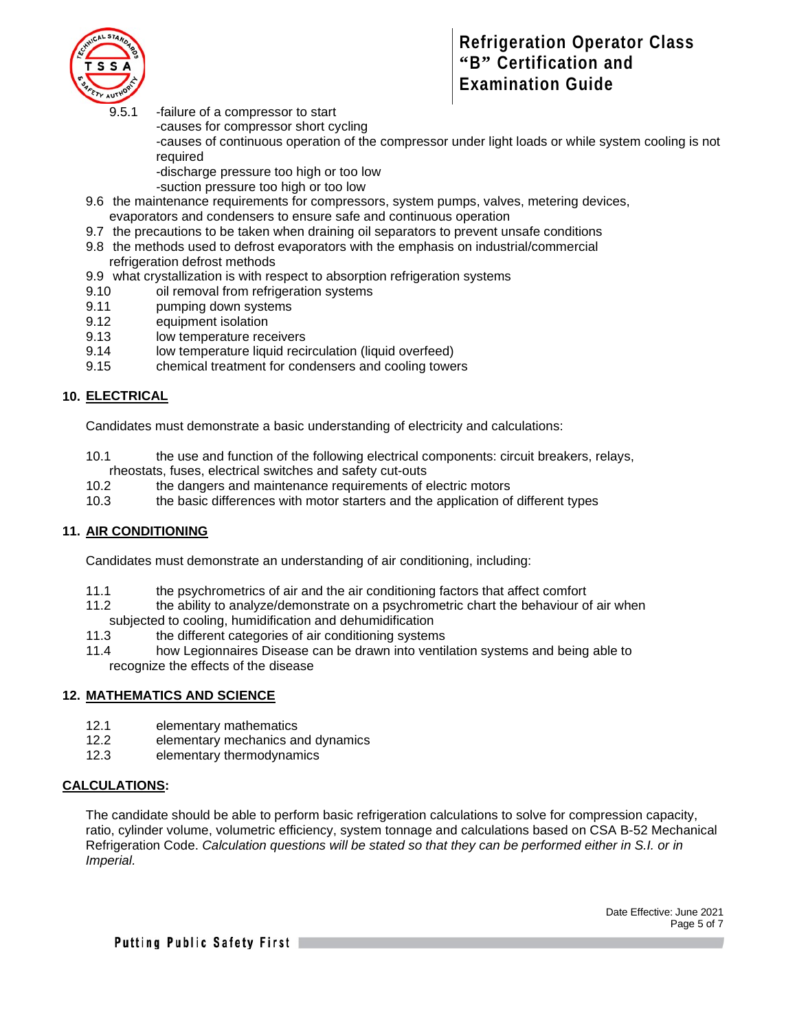9.5.1 -failure of a compressor to start
-causes for compressor short cycling
-causes of continuous operation of the compressor under light loads or while system cooling is not required
-discharge pressure too high or too low
-suction pressure too high or too low

9.6 the maintenance requirements for compressors, system pumps, valves, metering devices, evaporators and condensers to ensure safe and continuous operation

9.7 the precautions to be taken when draining oil separators to prevent unsafe conditions

9.8 the methods used to defrost evaporators with the emphasis on industrial/commercial refrigeration defrost methods

9.9 what crystallization is with respect to absorption refrigeration systems

9.10 oil removal from refrigeration systems

9.11 pumping down systems

9.12 equipment isolation

9.13 low temperature receivers

9.14 low temperature liquid recirculation (liquid overfeed)

9.15 chemical treatment for condensers and cooling towers

## 10. ELECTRICAL

Candidates must demonstrate a basic understanding of electricity and calculations:

10.1 the use and function of the following electrical components: circuit breakers, relays, rheostats, fuses, electrical switches and safety cut-outs

10.2 the dangers and maintenance requirements of electric motors

10.3 the basic differences with motor starters and the application of different types

## 11. AIR CONDITIONING

Candidates must demonstrate an understanding of air conditioning, including:

11.1 the psychrometrics of air and the air conditioning factors that affect comfort

11.2 the ability to analyze/demonstrate on a psychrometric chart the behaviour of air when subjected to cooling, humidification and dehumidification

11.3 the different categories of air conditioning systems

11.4 how Legionnaires Disease can be drawn into ventilation systems and being able to recognize the effects of the disease

## 12. MATHEMATICS AND SCIENCE

12.1 elementary mathematics

12.2 elementary mechanics and dynamics

12.3 elementary thermodynamics

## CALCULATIONS:

The candidate should be able to perform basic refrigeration calculations to solve for compression capacity, ratio, cylinder volume, volumetric efficiency, system tonnage and calculations based on CSA B-52 Mechanical Refrigeration Code. *Calculation questions will be stated so that they can be performed either in S.I. or in Imperial.*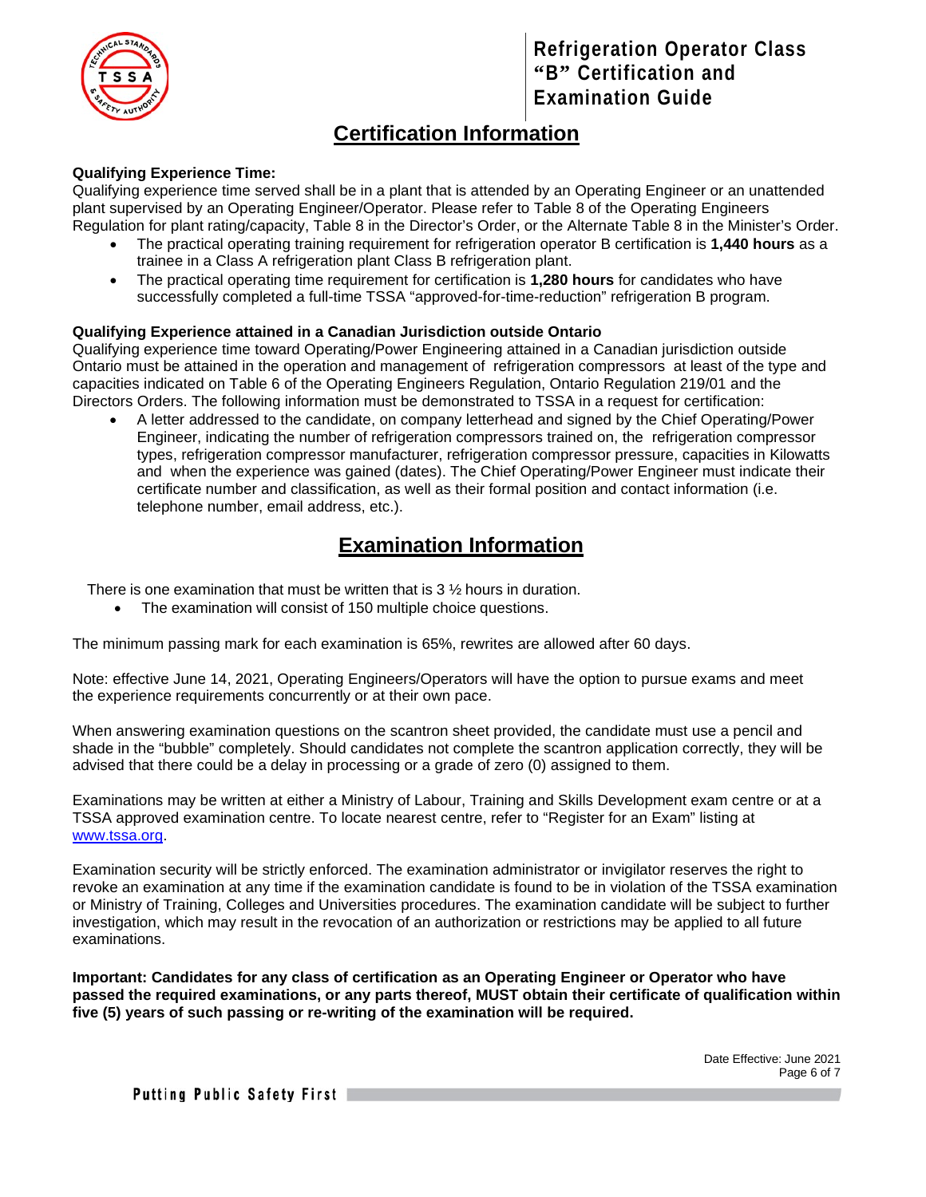## Certification Information

**Qualifying Experience Time:**
Qualifying experience time served shall be in a plant that is attended by an Operating Engineer or an unattended plant supervised by an Operating Engineer/Operator. Please refer to Table 8 of the Operating Engineers Regulation for plant rating/capacity, Table 8 in the Director's Order, or the Alternate Table 8 in the Minister's Order.

- The practical operating training requirement for refrigeration operator B certification is **1,440 hours** as a trainee in a Class A refrigeration plant Class B refrigeration plant.
- The practical operating time requirement for certification is **1,280 hours** for candidates who have successfully completed a full-time TSSA "approved-for-time-reduction" refrigeration B program.

**Qualifying Experience attained in a Canadian Jurisdiction outside Ontario**
Qualifying experience time toward Operating/Power Engineering attained in a Canadian jurisdiction outside Ontario must be attained in the operation and management of refrigeration compressors at least of the type and capacities indicated on Table 6 of the Operating Engineers Regulation, Ontario Regulation 219/01 and the Directors Orders. The following information must be demonstrated to TSSA in a request for certification:

- A letter addressed to the candidate, on company letterhead and signed by the Chief Operating/Power Engineer, indicating the number of refrigeration compressors trained on, the refrigeration compressor types, refrigeration compressor manufacturer, refrigeration compressor pressure, capacities in Kilowatts and when the experience was gained (dates). The Chief Operating/Power Engineer must indicate their certificate number and classification, as well as their formal position and contact information (i.e. telephone number, email address, etc.).

## Examination Information

There is one examination that must be written that is 3 ½ hours in duration.

- The examination will consist of 150 multiple choice questions.

The minimum passing mark for each examination is 65%, rewrites are allowed after 60 days.

Note: effective June 14, 2021, Operating Engineers/Operators will have the option to pursue exams and meet the experience requirements concurrently or at their own pace.

When answering examination questions on the scantron sheet provided, the candidate must use a pencil and shade in the "bubble" completely. Should candidates not complete the scantron application correctly, they will be advised that there could be a delay in processing or a grade of zero (0) assigned to them.

Examinations may be written at either a Ministry of Labour, Training and Skills Development exam centre or at a TSSA approved examination centre. To locate nearest centre, refer to "Register for an Exam" listing at [www.tssa.org](http://www.tssa.org).

Examination security will be strictly enforced. The examination administrator or invigilator reserves the right to revoke an examination at any time if the examination candidate is found to be in violation of the TSSA examination or Ministry of Training, Colleges and Universities procedures. The examination candidate will be subject to further investigation, which may result in the revocation of an authorization or restrictions may be applied to all future examinations.

**Important: Candidates for any class of certification as an Operating Engineer or Operator who have passed the required examinations, or any parts thereof, MUST obtain their certificate of qualification within five (5) years of such passing or re-writing of the examination will be required.**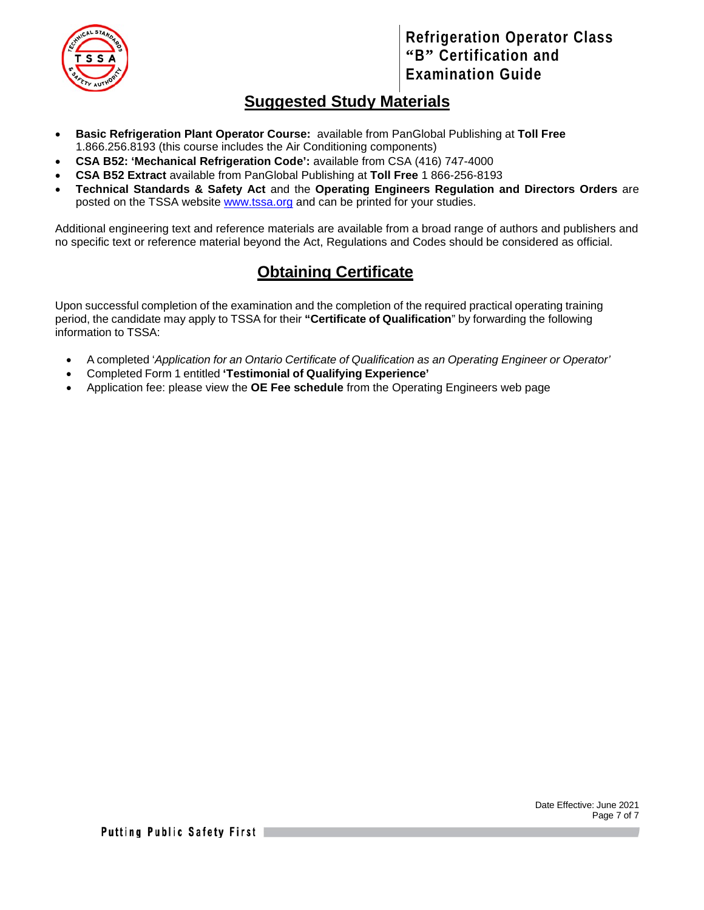## Suggested Study Materials

- **Basic Refrigeration Plant Operator Course:** available from PanGlobal Publishing at **Toll Free** 1.866.256.8193 (this course includes the Air Conditioning components)
- **CSA B52: 'Mechanical Refrigeration Code':** available from CSA (416) 747-4000
- **CSA B52 Extract** available from PanGlobal Publishing at **Toll Free** 1 866-256-8193
- **Technical Standards & Safety Act** and the **Operating Engineers Regulation and Directors Orders** are posted on the TSSA website [www.tssa.org](http://www.tssa.org) and can be printed for your studies.

Additional engineering text and reference materials are available from a broad range of authors and publishers and no specific text or reference material beyond the Act, Regulations and Codes should be considered as official.

## Obtaining Certificate

Upon successful completion of the examination and the completion of the required practical operating training period, the candidate may apply to TSSA for their **"Certificate of Qualification**" by forwarding the following information to TSSA:

- A completed '*Application for an Ontario Certificate of Qualification as an Operating Engineer or Operator'*
- Completed Form 1 entitled **'Testimonial of Qualifying Experience'**
- Application fee: please view the **OE Fee schedule** from the Operating Engineers web page